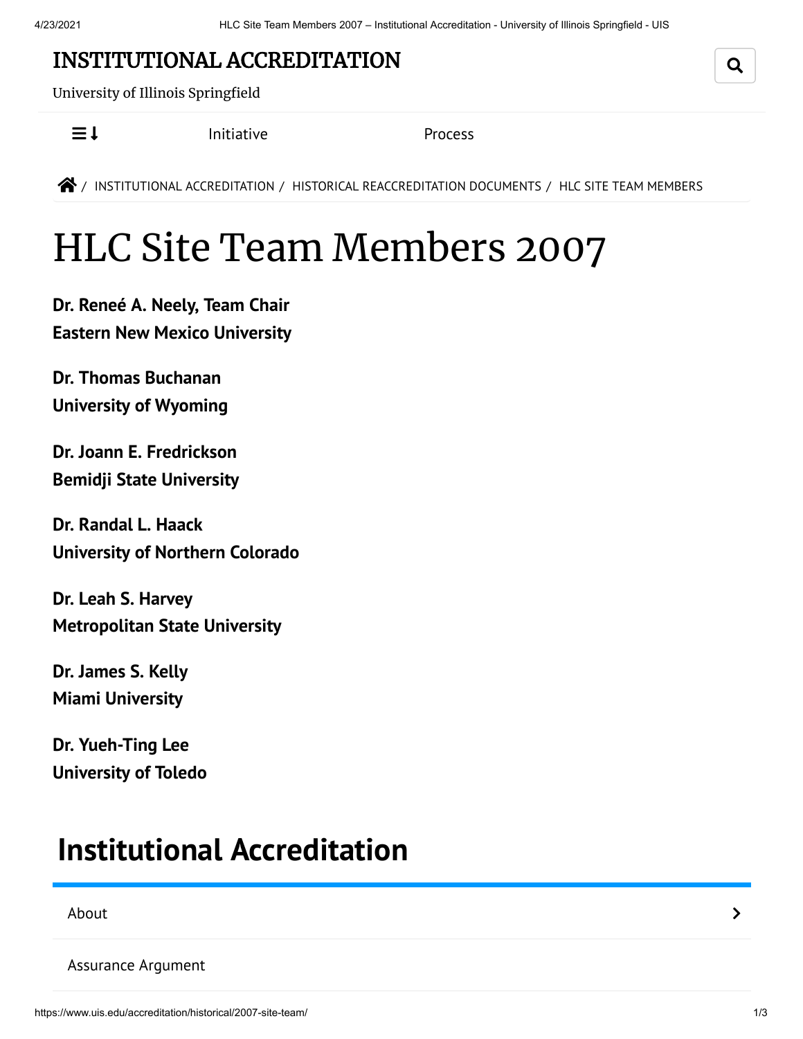# INSTITUTIONAL ACCREDITATION

University of Illinois Springfield

Initiative

Process

INSTITUTIONAL ACCREDITATION / HISTORICAL REACCREDITATION DOCUMENTS / HLC SITE TEAM MEMBERS

# HLC Site Team Members 2007

**Dr. Reneé A. Neely, Team Chair**
**Eastern New Mexico University**

**Dr. Thomas Buchanan**
**University of Wyoming**

**Dr. Joann E. Fredrickson**
**Bemidji State University**

**Dr. Randal L. Haack**
**University of Northern Colorado**

**Dr. Leah S. Harvey**
**Metropolitan State University**

**Dr. James S. Kelly**
**Miami University**

**Dr. Yueh-Ting Lee**
**University of Toledo**

## Institutional Accreditation

About

Assurance Argument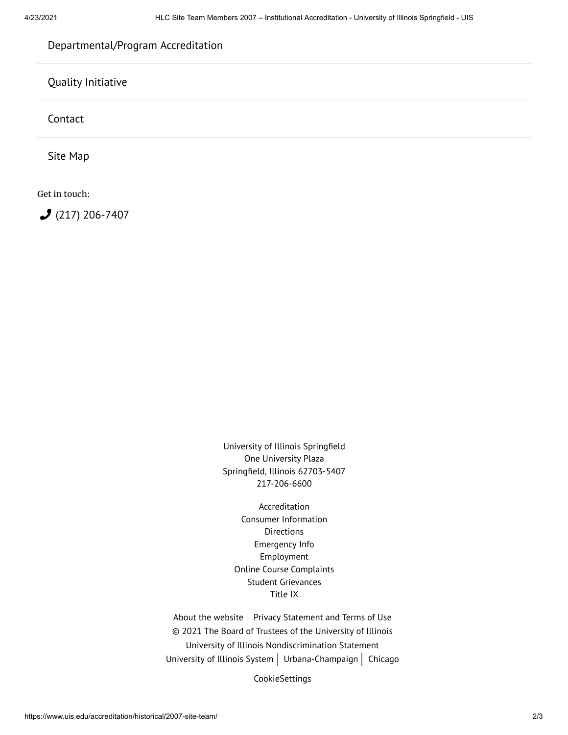Departmental/Program Accreditation

Quality Initiative

Contact

Site Map

Get in touch:

(217) 206-7407

University of Illinois Springfield
One University Plaza
Springfield, Illinois 62703-5407
217-206-6600

Accreditation
Consumer Information
Directions
Emergency Info
Employment
Online Course Complaints
Student Grievances
Title IX

About the website | Privacy Statement and Terms of Use
© 2021 The Board of Trustees of the University of Illinois
University of Illinois Nondiscrimination Statement
University of Illinois System | Urbana-Champaign | Chicago

CookieSettings